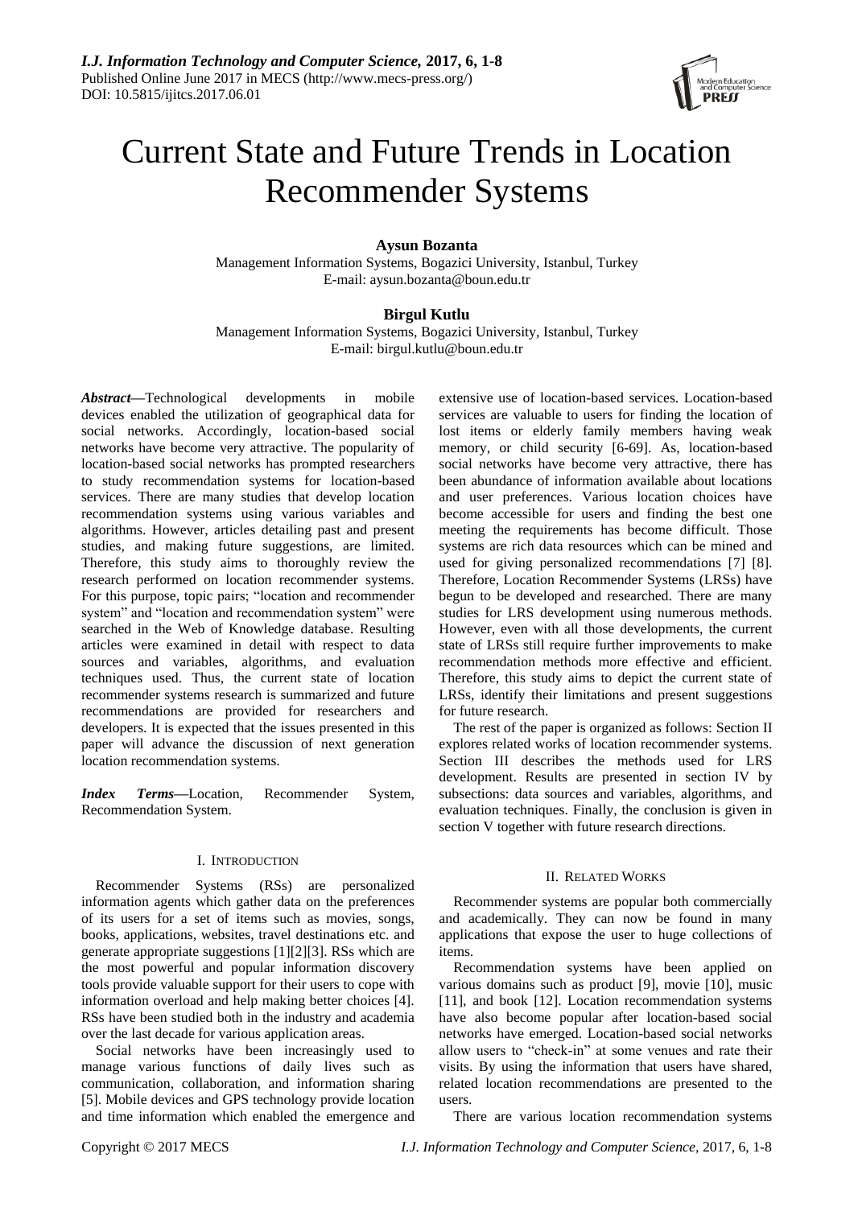# Current State and Future Trends in Location Recommender Systems

**Aysun Bozanta**
Management Information Systems, Bogazici University, Istanbul, Turkey
E-mail: aysun.bozanta@boun.edu.tr

**Birgul Kutlu**
Management Information Systems, Bogazici University, Istanbul, Turkey
E-mail: birgul.kutlu@boun.edu.tr

***Abstract*—**Technological developments in mobile devices enabled the utilization of geographical data for social networks. Accordingly, location-based social networks have become very attractive. The popularity of location-based social networks has prompted researchers to study recommendation systems for location-based services. There are many studies that develop location recommendation systems using various variables and algorithms. However, articles detailing past and present studies, and making future suggestions, are limited. Therefore, this study aims to thoroughly review the research performed on location recommender systems. For this purpose, topic pairs; "location and recommender system" and "location and recommendation system" were searched in the Web of Knowledge database. Resulting articles were examined in detail with respect to data sources and variables, algorithms, and evaluation techniques used. Thus, the current state of location recommender systems research is summarized and future recommendations are provided for researchers and developers. It is expected that the issues presented in this paper will advance the discussion of next generation location recommendation systems.

***Index Terms*—**Location, Recommender System, Recommendation System.

## I. Introduction

Recommender Systems (RSs) are personalized information agents which gather data on the preferences of its users for a set of items such as movies, songs, books, applications, websites, travel destinations etc. and generate appropriate suggestions [1][2][3]. RSs which are the most powerful and popular information discovery tools provide valuable support for their users to cope with information overload and help making better choices [4]. RSs have been studied both in the industry and academia over the last decade for various application areas.

Social networks have been increasingly used to manage various functions of daily lives such as communication, collaboration, and information sharing [5]. Mobile devices and GPS technology provide location and time information which enabled the emergence and extensive use of location-based services. Location-based services are valuable to users for finding the location of lost items or elderly family members having weak memory, or child security [6-69]. As, location-based social networks have become very attractive, there has been abundance of information available about locations and user preferences. Various location choices have become accessible for users and finding the best one meeting the requirements has become difficult. Those systems are rich data resources which can be mined and used for giving personalized recommendations [7] [8]. Therefore, Location Recommender Systems (LRSs) have begun to be developed and researched. There are many studies for LRS development using numerous methods. However, even with all those developments, the current state of LRSs still require further improvements to make recommendation methods more effective and efficient. Therefore, this study aims to depict the current state of LRSs, identify their limitations and present suggestions for future research.

The rest of the paper is organized as follows: Section II explores related works of location recommender systems. Section III describes the methods used for LRS development. Results are presented in section IV by subsections: data sources and variables, algorithms, and evaluation techniques. Finally, the conclusion is given in section V together with future research directions.

## II. Related Works

Recommender systems are popular both commercially and academically. They can now be found in many applications that expose the user to huge collections of items.

Recommendation systems have been applied on various domains such as product [9], movie [10], music [11], and book [12]. Location recommendation systems have also become popular after location-based social networks have emerged. Location-based social networks allow users to "check-in" at some venues and rate their visits. By using the information that users have shared, related location recommendations are presented to the users.

There are various location recommendation systems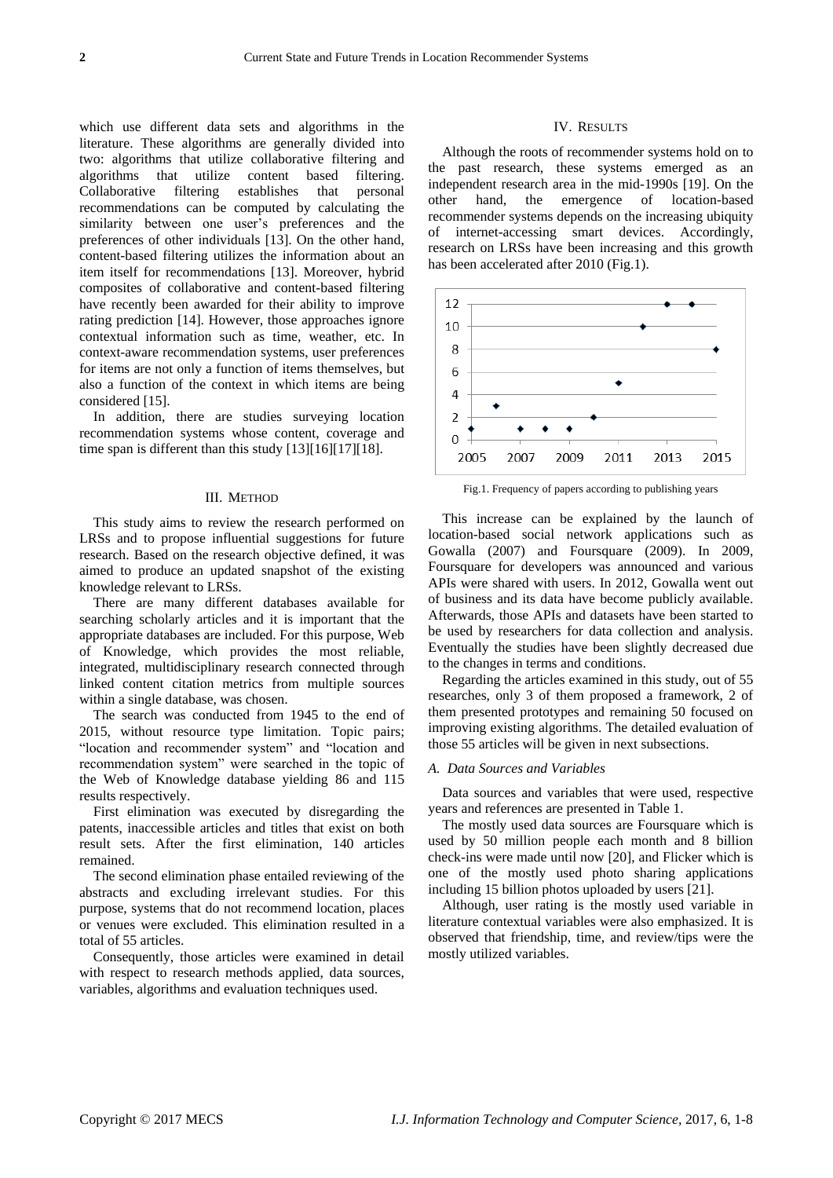which use different data sets and algorithms in the literature. These algorithms are generally divided into two: algorithms that utilize collaborative filtering and algorithms that utilize content based filtering. Collaborative filtering establishes that personal recommendations can be computed by calculating the similarity between one user's preferences and the preferences of other individuals [13]. On the other hand, content-based filtering utilizes the information about an item itself for recommendations [13]. Moreover, hybrid composites of collaborative and content-based filtering have recently been awarded for their ability to improve rating prediction [14]. However, those approaches ignore contextual information such as time, weather, etc. In context-aware recommendation systems, user preferences for items are not only a function of items themselves, but also a function of the context in which items are being considered [15].

In addition, there are studies surveying location recommendation systems whose content, coverage and time span is different than this study [13][16][17][18].

## III. Method

This study aims to review the research performed on LRSs and to propose influential suggestions for future research. Based on the research objective defined, it was aimed to produce an updated snapshot of the existing knowledge relevant to LRSs.

There are many different databases available for searching scholarly articles and it is important that the appropriate databases are included. For this purpose, Web of Knowledge, which provides the most reliable, integrated, multidisciplinary research connected through linked content citation metrics from multiple sources within a single database, was chosen.

The search was conducted from 1945 to the end of 2015, without resource type limitation. Topic pairs; "location and recommender system" and "location and recommendation system" were searched in the topic of the Web of Knowledge database yielding 86 and 115 results respectively.

First elimination was executed by disregarding the patents, inaccessible articles and titles that exist on both result sets. After the first elimination, 140 articles remained.

The second elimination phase entailed reviewing of the abstracts and excluding irrelevant studies. For this purpose, systems that do not recommend location, places or venues were excluded. This elimination resulted in a total of 55 articles.

Consequently, those articles were examined in detail with respect to research methods applied, data sources, variables, algorithms and evaluation techniques used.

## IV. Results

Although the roots of recommender systems hold on to the past research, these systems emerged as an independent research area in the mid-1990s [19]. On the other hand, the emergence of location-based recommender systems depends on the increasing ubiquity of internet-accessing smart devices. Accordingly, research on LRSs have been increasing and this growth has been accelerated after 2010 (Fig.1).

Fig.1. Frequency of papers according to publishing years

This increase can be explained by the launch of location-based social network applications such as Gowalla (2007) and Foursquare (2009). In 2009, Foursquare for developers was announced and various APIs were shared with users. In 2012, Gowalla went out of business and its data have become publicly available. Afterwards, those APIs and datasets have been started to be used by researchers for data collection and analysis. Eventually the studies have been slightly decreased due to the changes in terms and conditions.

Regarding the articles examined in this study, out of 55 researches, only 3 of them proposed a framework, 2 of them presented prototypes and remaining 50 focused on improving existing algorithms. The detailed evaluation of those 55 articles will be given in next subsections.

### A. Data Sources and Variables

Data sources and variables that were used, respective years and references are presented in Table 1.

The mostly used data sources are Foursquare which is used by 50 million people each month and 8 billion check-ins were made until now [20], and Flicker which is one of the mostly used photo sharing applications including 15 billion photos uploaded by users [21].

Although, user rating is the mostly used variable in literature contextual variables were also emphasized. It is observed that friendship, time, and review/tips were the mostly utilized variables.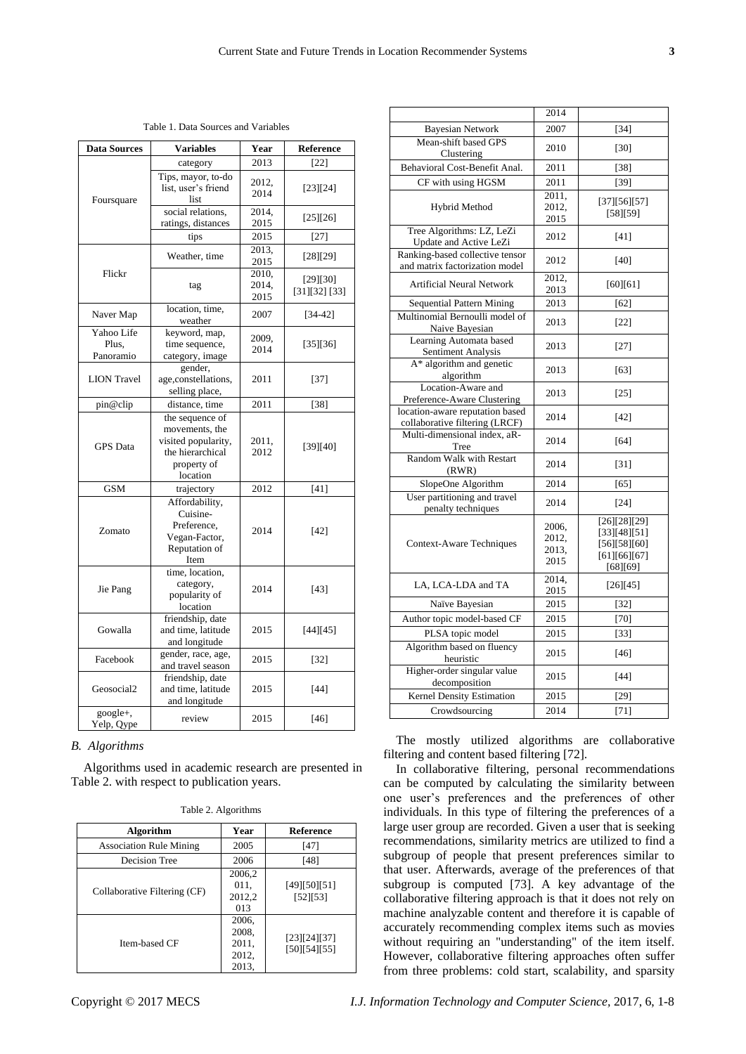Table 1. Data Sources and Variables

| Data Sources | Variables | Year | Reference |
|---|---|---|---|
| Foursquare | category | 2013 | [22] |
| | Tips, mayor, to-do list, user's friend list | 2012, 2014 | [23][24] |
| | social relations, ratings, distances | 2014, 2015 | [25][26] |
| | tips | 2015 | [27] |
| Flickr | Weather, time | 2013, 2015 | [28][29] |
| | tag | 2010, 2014, 2015 | [29][30] [31][32] [33] |
| Naver Map | location, time, weather | 2007 | [34-42] |
| Yahoo Life Plus, Panoramio | keyword, map, time sequence, category, image | 2009, 2014 | [35][36] |
| LION Travel | gender, age,constellations, selling place, | 2011 | [37] |
| pin@clip | distance, time | 2011 | [38] |
| GPS Data | the sequence of movements, the visited popularity, the hierarchical property of location | 2011, 2012 | [39][40] |
| GSM | trajectory | 2012 | [41] |
| Zomato | Affordability, Cuisine-Preference, Vegan-Factor, Reputation of Item | 2014 | [42] |
| Jie Pang | time, location, category, popularity of location | 2014 | [43] |
| Gowalla | friendship, date and time, latitude and longitude | 2015 | [44][45] |
| Facebook | gender, race, age, and travel season | 2015 | [32] |
| Geosocial2 | friendship, date and time, latitude and longitude | 2015 | [44] |
| google+, Yelp, Qype | review | 2015 | [46] |

### *B. Algorithms*

Algorithms used in academic research are presented in Table 2. with respect to publication years.

Table 2. Algorithms

| Algorithm | Year | Reference |
|---|---|---|
| Association Rule Mining | 2005 | [47] |
| Decision Tree | 2006 | [48] |
| Collaborative Filtering (CF) | 2006,2011, 2012,2013 | [49][50][51] [52][53] |
| Item-based CF | 2006, 2008, 2011, 2012, 2013, 2014 | [23][24][37] [50][54][55] |
| Bayesian Network | 2007 | [34] |
| Mean-shift based GPS Clustering | 2010 | [30] |
| Behavioral Cost-Benefit Anal. | 2011 | [38] |
| CF with using HGSM | 2011 | [39] |
| Hybrid Method | 2011, 2012, 2015 | [37][56][57] [58][59] |
| Tree Algorithms: LZ, LeZi Update and Active LeZi | 2012 | [41] |
| Ranking-based collective tensor and matrix factorization model | 2012 | [40] |
| Artificial Neural Network | 2012, 2013 | [60][61] |
| Sequential Pattern Mining | 2013 | [62] |
| Multinomial Bernoulli model of Naive Bayesian | 2013 | [22] |
| Learning Automata based Sentiment Analysis | 2013 | [27] |
| A* algorithm and genetic algorithm | 2013 | [63] |
| Location-Aware and Preference-Aware Clustering | 2013 | [25] |
| location-aware reputation based collaborative filtering (LRCF) | 2014 | [42] |
| Multi-dimensional index, aR-Tree | 2014 | [64] |
| Random Walk with Restart (RWR) | 2014 | [31] |
| SlopeOne Algorithm | 2014 | [65] |
| User partitioning and travel penalty techniques | 2014 | [24] |
| Context-Aware Techniques | 2006, 2012, 2013, 2015 | [26][28][29] [33][48][51] [56][58][60] [61][66][67] [68][69] |
| LA, LCA-LDA and TA | 2014, 2015 | [26][45] |
| Naïve Bayesian | 2015 | [32] |
| Author topic model-based CF | 2015 | [70] |
| PLSA topic model | 2015 | [33] |
| Algorithm based on fluency heuristic | 2015 | [46] |
| Higher-order singular value decomposition | 2015 | [44] |
| Kernel Density Estimation | 2015 | [29] |
| Crowdsourcing | 2014 | [71] |

The mostly utilized algorithms are collaborative filtering and content based filtering [72].

In collaborative filtering, personal recommendations can be computed by calculating the similarity between one user's preferences and the preferences of other individuals. In this type of filtering the preferences of a large user group are recorded. Given a user that is seeking recommendations, similarity metrics are utilized to find a subgroup of people that present preferences similar to that user. Afterwards, average of the preferences of that subgroup is computed [73]. A key advantage of the collaborative filtering approach is that it does not rely on machine analyzable content and therefore it is capable of accurately recommending complex items such as movies without requiring an "understanding" of the item itself. However, collaborative filtering approaches often suffer from three problems: cold start, scalability, and sparsity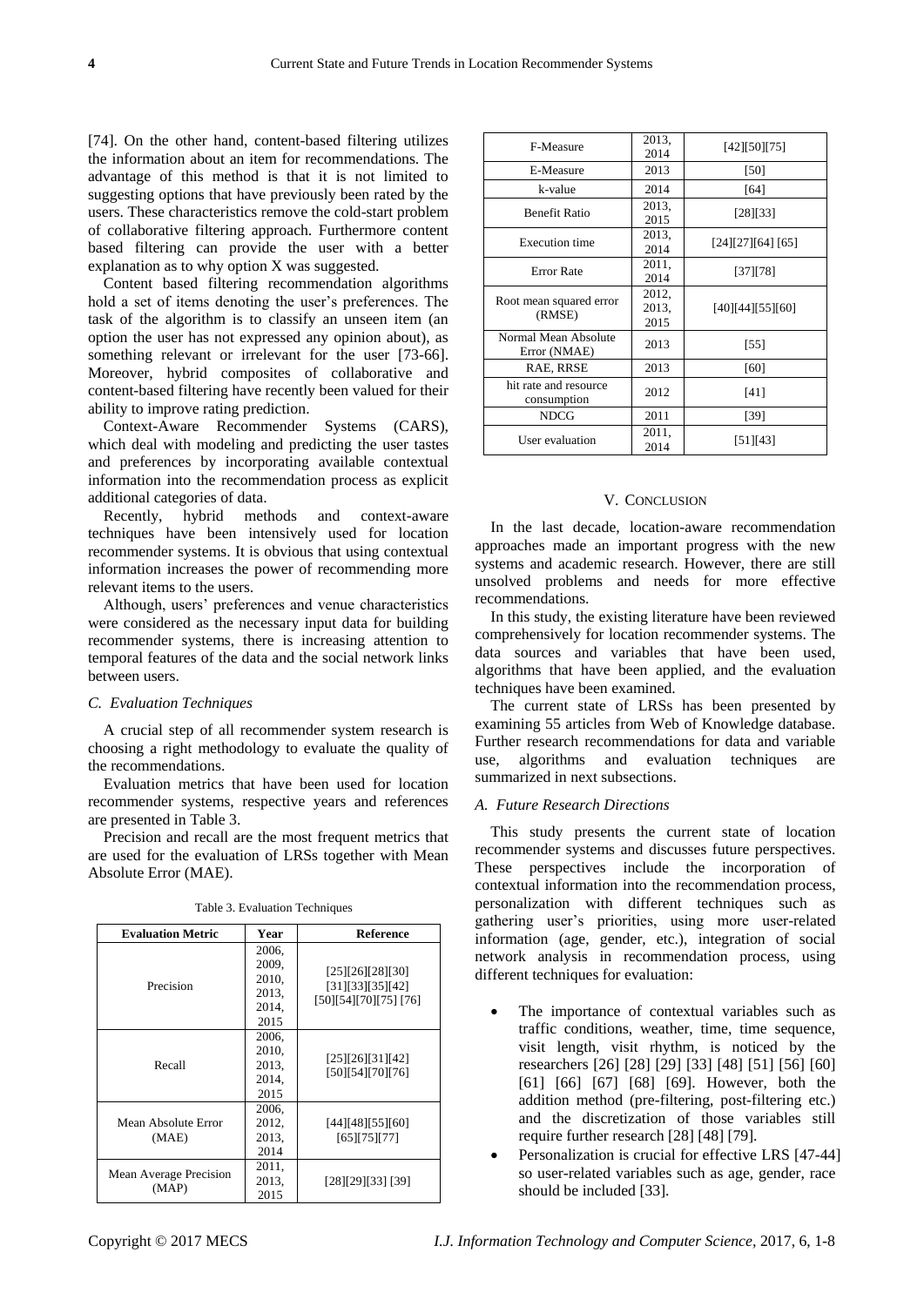[74]. On the other hand, content-based filtering utilizes the information about an item for recommendations. The advantage of this method is that it is not limited to suggesting options that have previously been rated by the users. These characteristics remove the cold-start problem of collaborative filtering approach. Furthermore content based filtering can provide the user with a better explanation as to why option X was suggested.

Content based filtering recommendation algorithms hold a set of items denoting the user's preferences. The task of the algorithm is to classify an unseen item (an option the user has not expressed any opinion about), as something relevant or irrelevant for the user [73-66]. Moreover, hybrid composites of collaborative and content-based filtering have recently been valued for their ability to improve rating prediction.

Context-Aware Recommender Systems (CARS), which deal with modeling and predicting the user tastes and preferences by incorporating available contextual information into the recommendation process as explicit additional categories of data.

Recently, hybrid methods and context-aware techniques have been intensively used for location recommender systems. It is obvious that using contextual information increases the power of recommending more relevant items to the users.

Although, users' preferences and venue characteristics were considered as the necessary input data for building recommender systems, there is increasing attention to temporal features of the data and the social network links between users.

### *C. Evaluation Techniques*

A crucial step of all recommender system research is choosing a right methodology to evaluate the quality of the recommendations.

Evaluation metrics that have been used for location recommender systems, respective years and references are presented in Table 3.

Precision and recall are the most frequent metrics that are used for the evaluation of LRSs together with Mean Absolute Error (MAE).

Table 3. Evaluation Techniques

| Evaluation Metric | Year | Reference |
|---|---|---|
| Precision | 2006, 2009, 2010, 2013, 2014, 2015 | [25][26][28][30] [31][33][35][42] [50][54][70][75] [76] |
| Recall | 2006, 2010, 2013, 2014, 2015 | [25][26][31][42] [50][54][70][76] |
| Mean Absolute Error (MAE) | 2006, 2012, 2013, 2014 | [44][48][55][60] [65][75][77] |
| Mean Average Precision (MAP) | 2011, 2013, 2015 | [28][29][33] [39] |
| F-Measure | 2013, 2014 | [42][50][75] |
| E-Measure | 2013 | [50] |
| k-value | 2014 | [64] |
| Benefit Ratio | 2013, 2015 | [28][33] |
| Execution time | 2013, 2014 | [24][27][64] [65] |
| Error Rate | 2011, 2014 | [37][78] |
| Root mean squared error (RMSE) | 2012, 2013, 2015 | [40][44][55][60] |
| Normal Mean Absolute Error (NMAE) | 2013 | [55] |
| RAE, RRSE | 2013 | [60] |
| hit rate and resource consumption | 2012 | [41] |
| NDCG | 2011 | [39] |
| User evaluation | 2011, 2014 | [51][43] |

## V. Conclusion

In the last decade, location-aware recommendation approaches made an important progress with the new systems and academic research. However, there are still unsolved problems and needs for more effective recommendations.

In this study, the existing literature have been reviewed comprehensively for location recommender systems. The data sources and variables that have been used, algorithms that have been applied, and the evaluation techniques have been examined.

The current state of LRSs has been presented by examining 55 articles from Web of Knowledge database. Further research recommendations for data and variable use, algorithms and evaluation techniques are summarized in next subsections.

### *A. Future Research Directions*

This study presents the current state of location recommender systems and discusses future perspectives. These perspectives include the incorporation of contextual information into the recommendation process, personalization with different techniques such as gathering user's priorities, using more user-related information (age, gender, etc.), integration of social network analysis in recommendation process, using different techniques for evaluation:

- The importance of contextual variables such as traffic conditions, weather, time, time sequence, visit length, visit rhythm, is noticed by the researchers [26] [28] [29] [33] [48] [51] [56] [60] [61] [66] [67] [68] [69]. However, both the addition method (pre-filtering, post-filtering etc.) and the discretization of those variables still require further research [28] [48] [79].
- Personalization is crucial for effective LRS [47-44] so user-related variables such as age, gender, race should be included [33].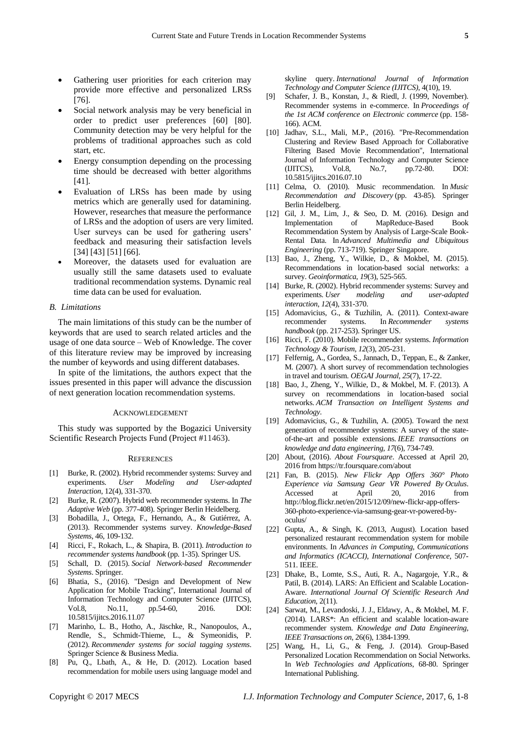- Gathering user priorities for each criterion may provide more effective and personalized LRSs [76].
- Social network analysis may be very beneficial in order to predict user preferences [60] [80]. Community detection may be very helpful for the problems of traditional approaches such as cold start, etc.
- Energy consumption depending on the processing time should be decreased with better algorithms [41].
- Evaluation of LRSs has been made by using metrics which are generally used for datamining. However, researches that measure the performance of LRSs and the adoption of users are very limited. User surveys can be used for gathering users' feedback and measuring their satisfaction levels [34] [43] [51] [66].
- Moreover, the datasets used for evaluation are usually still the same datasets used to evaluate traditional recommendation systems. Dynamic real time data can be used for evaluation.

### *B. Limitations*

The main limitations of this study can be the number of keywords that are used to search related articles and the usage of one data source – Web of Knowledge. The cover of this literature review may be improved by increasing the number of keywords and using different databases.

In spite of the limitations, the authors expect that the issues presented in this paper will advance the discussion of next generation location recommendation systems.

## ACKNOWLEDGEMENT

This study was supported by the Bogazici University Scientific Research Projects Fund (Project #11463).

## REFERENCES

[1] Burke, R. (2002). Hybrid recommender systems: Survey and experiments. *User Modeling and User-adapted Interaction*, 12(4), 331-370.

[2] Burke, R. (2007). Hybrid web recommender systems. In *The Adaptive Web* (pp. 377-408). Springer Berlin Heidelberg.

[3] Bobadilla, J., Ortega, F., Hernando, A., & Gutiérrez, A. (2013). Recommender systems survey. *Knowledge-Based Systems*, 46, 109-132.

[4] Ricci, F., Rokach, L., & Shapira, B. (2011). *Introduction to recommender systems handbook* (pp. 1-35). Springer US.

[5] Schall, D. (2015). *Social Network-based Recommender Systems*. Springer.

[6] Bhatia, S., (2016). "Design and Development of New Application for Mobile Tracking", International Journal of Information Technology and Computer Science (IJITCS), Vol.8, No.11, pp.54-60, 2016. DOI: 10.5815/ijitcs.2016.11.07

[7] Marinho, L. B., Hotho, A., Jäschke, R., Nanopoulos, A., Rendle, S., Schmidt-Thieme, L., & Symeonidis, P. (2012). *Recommender systems for social tagging systems*. Springer Science & Business Media.

[8] Pu, Q., Lbath, A., & He, D. (2012). Location based recommendation for mobile users using language model and skyline query. *International Journal of Information Technology and Computer Science (IJITCS)*, 4(10), 19.

[9] Schafer, J. B., Konstan, J., & Riedl, J. (1999, November). Recommender systems in e-commerce. In *Proceedings of the 1st ACM conference on Electronic commerce* (pp. 158-166). ACM.

[10] Jadhav, S.L., Mali, M.P., (2016). "Pre-Recommendation Clustering and Review Based Approach for Collaborative Filtering Based Movie Recommendation", International Journal of Information Technology and Computer Science (IJITCS), Vol.8, No.7, pp.72-80. DOI: 10.5815/ijitcs.2016.07.10

[11] Celma, O. (2010). Music recommendation. In *Music Recommendation and Discovery* (pp. 43-85). Springer Berlin Heidelberg.

[12] Gil, J. M., Lim, J., & Seo, D. M. (2016). Design and Implementation of MapReduce-Based Book Recommendation System by Analysis of Large-Scale Book-Rental Data. In *Advanced Multimedia and Ubiquitous Engineering* (pp. 713-719). Springer Singapore.

[13] Bao, J., Zheng, Y., Wilkie, D., & Mokbel, M. (2015). Recommendations in location-based social networks: a survey. *Geoinformatica*, *19*(3), 525-565.

[14] Burke, R. (2002). Hybrid recommender systems: Survey and experiments. *User modeling and user-adapted interaction*, *12*(4), 331-370.

[15] Adomavicius, G., & Tuzhilin, A. (2011). Context-aware recommender systems. In *Recommender systems handbook* (pp. 217-253). Springer US.

[16] Ricci, F. (2010). Mobile recommender systems. *Information Technology & Tourism*, *12*(3), 205-231.

[17] Felfernig, A., Gordea, S., Jannach, D., Teppan, E., & Zanker, M. (2007). A short survey of recommendation technologies in travel and tourism. *OEGAI Journal*, *25*(7), 17-22.

[18] Bao, J., Zheng, Y., Wilkie, D., & Mokbel, M. F. (2013). A survey on recommendations in location-based social networks. *ACM Transaction on Intelligent Systems and Technology*.

[19] Adomavicius, G., & Tuzhilin, A. (2005). Toward the next generation of recommender systems: A survey of the state-of-the-art and possible extensions. *IEEE transactions on knowledge and data engineering*, *17*(6), 734-749.

[20] About, (2016). *About Foursquare*. Accessed at April 20, 2016 from https://tr.foursquare.com/about

[21] Fan, B. (2015). *New Flickr App Offers 360° Photo Experience via Samsung Gear VR Powered By Oculus*. Accessed at April 20, 2016 from http://blog.flickr.net/en/2015/12/09/new-flickr-app-offers-360-photo-experience-via-samsung-gear-vr-powered-by-oculus/

[22] Gupta, A., & Singh, K. (2013, August). Location based personalized restaurant recommendation system for mobile environments. In *Advances in Computing, Communications and Informatics (ICACCI), International Conference*, 507-511. IEEE.

[23] Dhake, B., Lomte, S.S., Auti, R. A., Nagargoje, Y.R., & Patil, B. (2014). LARS: An Efficient and Scalable Location-Aware. *International Journal Of Scientific Research And Education*, 2(11).

[24] Sarwat, M., Levandoski, J. J., Eldawy, A., & Mokbel, M. F. (2014). LARS*: An efficient and scalable location-aware recommender system. *Knowledge and Data Engineering, IEEE Transactions on*, 26(6), 1384-1399.

[25] Wang, H., Li, G., & Feng, J. (2014). Group-Based Personalized Location Recommendation on Social Networks. In *Web Technologies and Applications*, 68-80. Springer International Publishing.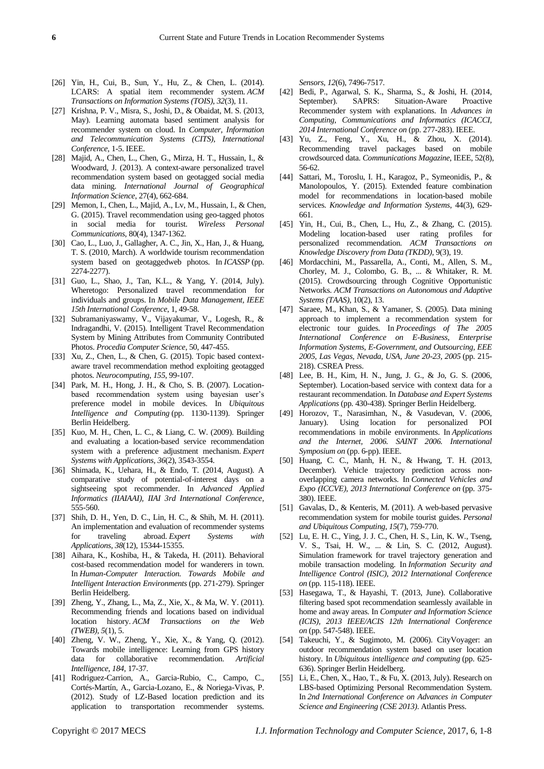[26] Yin, H., Cui, B., Sun, Y., Hu, Z., & Chen, L. (2014). LCARS: A spatial item recommender system. *ACM Transactions on Information Systems (TOIS)*, *32*(3), 11.

[27] Krishna, P. V., Misra, S., Joshi, D., & Obaidat, M. S. (2013, May). Learning automata based sentiment analysis for recommender system on cloud. In *Computer, Information and Telecommunication Systems (CITS), International Conference*, 1-5. IEEE.

[28] Majid, A., Chen, L., Chen, G., Mirza, H. T., Hussain, I., & Woodward, J. (2013). A context-aware personalized travel recommendation system based on geotagged social media data mining. *International Journal of Geographical Information Science*, 27(4), 662-684.

[29] Memon, I., Chen, L., Majid, A., Lv, M., Hussain, I., & Chen, G. (2015). Travel recommendation using geo-tagged photos in social media for tourist. *Wireless Personal Communications*, 80(4), 1347-1362.

[30] Cao, L., Luo, J., Gallagher, A. C., Jin, X., Han, J., & Huang, T. S. (2010, March). A worldwide tourism recommendation system based on geotaggedweb photos. In *ICASSP* (pp. 2274-2277).

[31] Guo, L., Shao, J., Tan, K.L., & Yang, Y. (2014, July). Wheretogo: Personalized travel recommendation for individuals and groups. In *Mobile Data Management, IEEE 15th International Conference*, 1, 49-58.

[32] Subramaniyaswamy, V., Vijayakumar, V., Logesh, R., & Indragandhi, V. (2015). Intelligent Travel Recommendation System by Mining Attributes from Community Contributed Photos. *Procedia Computer Science*, 50, 447-455.

[33] Xu, Z., Chen, L., & Chen, G. (2015). Topic based context-aware travel recommendation method exploiting geotagged photos. *Neurocomputing*, *155*, 99-107.

[34] Park, M. H., Hong, J. H., & Cho, S. B. (2007). Location-based recommendation system using bayesian user's preference model in mobile devices. In *Ubiquitous Intelligence and Computing* (pp. 1130-1139). Springer Berlin Heidelberg.

[35] Kuo, M. H., Chen, L. C., & Liang, C. W. (2009). Building and evaluating a location-based service recommendation system with a preference adjustment mechanism. *Expert Systems with Applications*, *36*(2), 3543-3554.

[36] Shimada, K., Uehara, H., & Endo, T. (2014, August). A comparative study of potential-of-interest days on a sightseeing spot recommender. In *Advanced Applied Informatics (IIAIAAI), IIAI 3rd International Conference*, 555-560.

[37] Shih, D. H., Yen, D. C., Lin, H. C., & Shih, M. H. (2011). An implementation and evaluation of recommender systems for traveling abroad. *Expert Systems with Applications*, *38*(12), 15344-15355.

[38] Aihara, K., Koshiba, H., & Takeda, H. (2011). Behavioral cost-based recommendation model for wanderers in town. In *Human-Computer Interaction. Towards Mobile and Intelligent Interaction Environments* (pp. 271-279). Springer Berlin Heidelberg.

[39] Zheng, Y., Zhang, L., Ma, Z., Xie, X., & Ma, W. Y. (2011). Recommending friends and locations based on individual location history. *ACM Transactions on the Web (TWEB)*, *5*(1), 5.

[40] Zheng, V. W., Zheng, Y., Xie, X., & Yang, Q. (2012). Towards mobile intelligence: Learning from GPS history data for collaborative recommendation. *Artificial Intelligence*, *184*, 17-37.

[41] Rodriguez-Carrion, A., Garcia-Rubio, C., Campo, C., Cortés-Martín, A., Garcia-Lozano, E., & Noriega-Vivas, P. (2012). Study of LZ-Based location prediction and its application to transportation recommender systems. *Sensors*, *12*(6), 7496-7517.

[42] Bedi, P., Agarwal, S. K., Sharma, S., & Joshi, H. (2014, September). SAPRS: Situation-Aware Proactive Recommender system with explanations. In *Advances in Computing, Communications and Informatics (ICACCI, 2014 International Conference on* (pp. 277-283). IEEE.

[43] Yu, Z., Feng, Y., Xu, H., & Zhou, X. (2014). Recommending travel packages based on mobile crowdsourced data. *Communications Magazine*, IEEE, 52(8), 56-62.

[44] Sattari, M., Toroslu, I. H., Karagoz, P., Symeonidis, P., & Manolopoulos, Y. (2015). Extended feature combination model for recommendations in location-based mobile services. *Knowledge and Information Systems*, 44(3), 629-661.

[45] Yin, H., Cui, B., Chen, L., Hu, Z., & Zhang, C. (2015). Modeling location-based user rating profiles for personalized recommendation. *ACM Transactions on Knowledge Discovery from Data (TKDD)*, 9(3), 19.

[46] Mordacchini, M., Passarella, A., Conti, M., Allen, S. M., Chorley, M. J., Colombo, G. B., ... & Whitaker, R. M. (2015). Crowdsourcing through Cognitive Opportunistic Networks. *ACM Transactions on Autonomous and Adaptive Systems (TAAS)*, 10(2), 13.

[47] Saraee, M., Khan, S., & Yamaner, S. (2005). Data mining approach to implement a recommendation system for electronic tour guides. In *Proceedings of The 2005 International Conference on E-Business, Enterprise Information Systems, E-Government, and Outsourcing, EEE 2005, Las Vegas, Nevada, USA, June 20-23, 2005* (pp. 215-218). CSREA Press.

[48] Lee, B. H., Kim, H. N., Jung, J. G., & Jo, G. S. (2006, September). Location-based service with context data for a restaurant recommendation. In *Database and Expert Systems Applications* (pp. 430-438). Springer Berlin Heidelberg.

[49] Horozov, T., Narasimhan, N., & Vasudevan, V. (2006, January). Using location for personalized POI recommendations in mobile environments. In *Applications and the Internet, 2006. SAINT 2006. International Symposium on* (pp. 6-pp). IEEE.

[50] Huang, C. C., Manh, H. N., & Hwang, T. H. (2013, December). Vehicle trajectory prediction across non-overlapping camera networks. In *Connected Vehicles and Expo (ICCVE), 2013 International Conference on* (pp. 375-380). IEEE.

[51] Gavalas, D., & Kenteris, M. (2011). A web-based pervasive recommendation system for mobile tourist guides. *Personal and Ubiquitous Computing*, *15*(7), 759-770.

[52] Lu, E. H. C., Ying, J. J. C., Chen, H. S., Lin, K. W., Tseng, V. S., Tsai, H. W., ... & Lin, S. C. (2012, August). Simulation framework for travel trajectory generation and mobile transaction modeling. In *Information Security and Intelligence Control (ISIC), 2012 International Conference on* (pp. 115-118). IEEE.

[53] Hasegawa, T., & Hayashi, T. (2013, June). Collaborative filtering based spot recommendation seamlessly available in home and away areas. In *Computer and Information Science (ICIS), 2013 IEEE/ACIS 12th International Conference on* (pp. 547-548). IEEE.

[54] Takeuchi, Y., & Sugimoto, M. (2006). CityVoyager: an outdoor recommendation system based on user location history. In *Ubiquitous intelligence and computing* (pp. 625-636). Springer Berlin Heidelberg.

[55] Li, E., Chen, X., Hao, T., & Fu, X. (2013, July). Research on LBS-based Optimizing Personal Recommendation System. In *2nd International Conference on Advances in Computer Science and Engineering (CSE 2013)*. Atlantis Press.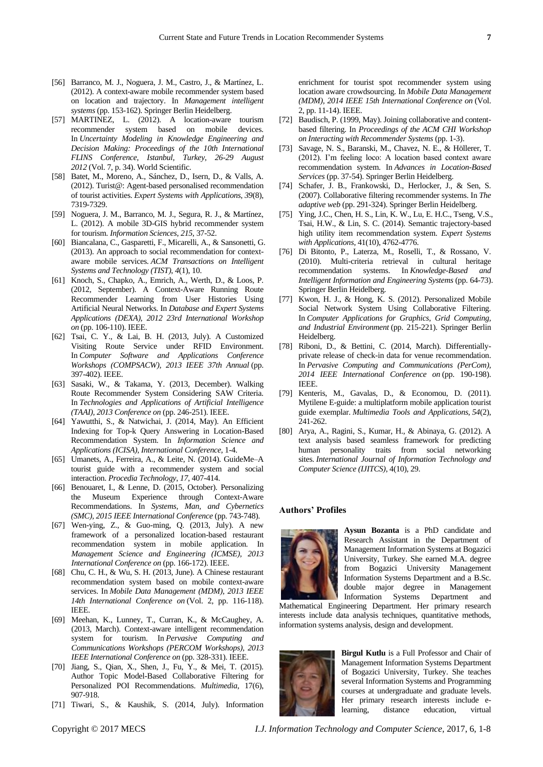[56] Barranco, M. J., Noguera, J. M., Castro, J., & Martínez, L. (2012). A context-aware mobile recommender system based on location and trajectory. In *Management intelligent systems* (pp. 153-162). Springer Berlin Heidelberg.

[57] MARTINEZ, L. (2012). A location-aware tourism recommender system based on mobile devices. In *Uncertainty Modeling in Knowledge Engineering and Decision Making: Proceedings of the 10th International FLINS Conference, Istanbul, Turkey, 26-29 August 2012* (Vol. 7, p. 34). World Scientific.

[58] Batet, M., Moreno, A., Sánchez, D., Isern, D., & Valls, A. (2012). Turist@: Agent-based personalised recommendation of tourist activities. *Expert Systems with Applications*, *39*(8), 7319-7329.

[59] Noguera, J. M., Barranco, M. J., Segura, R. J., & Martínez, L. (2012). A mobile 3D-GIS hybrid recommender system for tourism. *Information Sciences*, *215*, 37-52.

[60] Biancalana, C., Gasparetti, F., Micarelli, A., & Sansonetti, G. (2013). An approach to social recommendation for context-aware mobile services. *ACM Transactions on Intelligent Systems and Technology (TIST)*, *4*(1), 10.

[61] Knoch, S., Chapko, A., Emrich, A., Werth, D., & Loos, P. (2012, September). A Context-Aware Running Route Recommender Learning from User Histories Using Artificial Neural Networks. In *Database and Expert Systems Applications (DEXA), 2012 23rd International Workshop on* (pp. 106-110). IEEE.

[62] Tsai, C. Y., & Lai, B. H. (2013, July). A Customized Visiting Route Service under RFID Environment. In *Computer Software and Applications Conference Workshops (COMPSACW), 2013 IEEE 37th Annual* (pp. 397-402). IEEE.

[63] Sasaki, W., & Takama, Y. (2013, December). Walking Route Recommender System Considering SAW Criteria. In *Technologies and Applications of Artificial Intelligence (TAAI), 2013 Conference on* (pp. 246-251). IEEE.

[64] Yawutthi, S., & Natwichai, J. (2014, May). An Efficient Indexing for Top-k Query Answering in Location-Based Recommendation System. In *Information Science and Applications (ICISA), International Conference*, 1-4.

[65] Umanets, A., Ferreira, A., & Leite, N. (2014). GuideMe–A tourist guide with a recommender system and social interaction. *Procedia Technology*, *17*, 407-414.

[66] Benouaret, I., & Lenne, D. (2015, October). Personalizing the Museum Experience through Context-Aware Recommendations. In *Systems, Man, and Cybernetics (SMC), 2015 IEEE International Conference* (pp. 743-748).

[67] Wen-ying, Z., & Guo-ming, Q. (2013, July). A new framework of a personalized location-based restaurant recommendation system in mobile application. In *Management Science and Engineering (ICMSE), 2013 International Conference on* (pp. 166-172). IEEE.

[68] Chu, C. H., & Wu, S. H. (2013, June). A Chinese restaurant recommendation system based on mobile context-aware services. In *Mobile Data Management (MDM), 2013 IEEE 14th International Conference on* (Vol. 2, pp. 116-118). IEEE.

[69] Meehan, K., Lunney, T., Curran, K., & McCaughey, A. (2013, March). Context-aware intelligent recommendation system for tourism. In *Pervasive Computing and Communications Workshops (PERCOM Workshops), 2013 IEEE International Conference on* (pp. 328-331). IEEE.

[70] Jiang, S., Qian, X., Shen, J., Fu, Y., & Mei, T. (2015). Author Topic Model-Based Collaborative Filtering for Personalized POI Recommendations. *Multimedia*, 17(6), 907-918.

[71] Tiwari, S., & Kaushik, S. (2014, July). Information enrichment for tourist spot recommender system using location aware crowdsourcing. In *Mobile Data Management (MDM), 2014 IEEE 15th International Conference on* (Vol. 2, pp. 11-14). IEEE.

[72] Baudisch, P. (1999, May). Joining collaborative and content-based filtering. In *Proceedings of the ACM CHI Workshop on Interacting with Recommender Systems* (pp. 1-3).

[73] Savage, N. S., Baranski, M., Chavez, N. E., & Höllerer, T. (2012). I'm feeling loco: A location based context aware recommendation system. In *Advances in Location-Based Services* (pp. 37-54). Springer Berlin Heidelberg.

[74] Schafer, J. B., Frankowski, D., Herlocker, J., & Sen, S. (2007). Collaborative filtering recommender systems. In *The adaptive web* (pp. 291-324). Springer Berlin Heidelberg.

[75] Ying, J.C., Chen, H. S., Lin, K. W., Lu, E. H.C., Tseng, V.S., Tsai, H.W., & Lin, S. C. (2014). Semantic trajectory-based high utility item recommendation system. *Expert Systems with Applications*, 41(10), 4762-4776.

[76] Di Bitonto, P., Laterza, M., Roselli, T., & Rossano, V. (2010). Multi-criteria retrieval in cultural heritage recommendation systems. In *Knowledge-Based and Intelligent Information and Engineering Systems* (pp. 64-73). Springer Berlin Heidelberg.

[77] Kwon, H. J., & Hong, K. S. (2012). Personalized Mobile Social Network System Using Collaborative Filtering. In *Computer Applications for Graphics, Grid Computing, and Industrial Environment* (pp. 215-221). Springer Berlin Heidelberg.

[78] Riboni, D., & Bettini, C. (2014, March). Differentially-private release of check-in data for venue recommendation. In *Pervasive Computing and Communications (PerCom), 2014 IEEE International Conference on* (pp. 190-198). IEEE.

[79] Kenteris, M., Gavalas, D., & Economou, D. (2011). Mytilene E-guide: a multiplatform mobile application tourist guide exemplar. *Multimedia Tools and Applications*, *54*(2), 241-262.

[80] Arya, A., Ragini, S., Kumar, H., & Abinaya, G. (2012). A text analysis based seamless framework for predicting human personality traits from social networking sites. *International Journal of Information Technology and Computer Science (IJITCS)*, 4(10), 29.

## Authors' Profiles

**Aysun Bozanta** is a PhD candidate and Research Assistant in the Department of Management Information Systems at Bogazici University, Turkey. She earned M.A. degree from Bogazici University Management Information Systems Department and a B.Sc. double major degree in Management Information Systems Department and Mathematical Engineering Department. Her primary research interests include data analysis techniques, quantitative methods, information systems analysis, design and development.

**Birgul Kutlu** is a Full Professor and Chair of Management Information Systems Department of Bogazici University, Turkey. She teaches several Information Systems and Programming courses at undergraduate and graduate levels. Her primary research interests include e-learning, distance education, virtual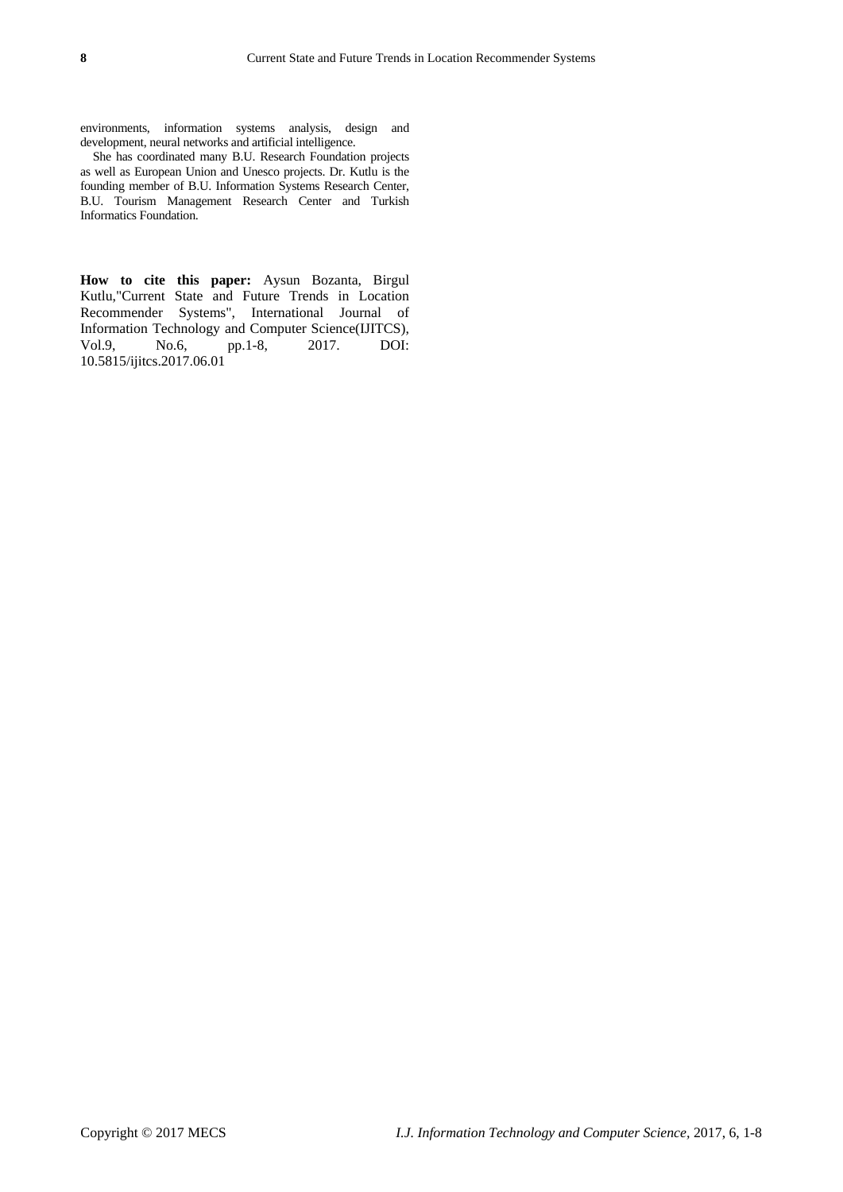environments, information systems analysis, design and development, neural networks and artificial intelligence.

She has coordinated many B.U. Research Foundation projects as well as European Union and Unesco projects. Dr. Kutlu is the founding member of B.U. Information Systems Research Center, B.U. Tourism Management Research Center and Turkish Informatics Foundation.

**How to cite this paper:** Aysun Bozanta, Birgul Kutlu,"Current State and Future Trends in Location Recommender Systems", International Journal of Information Technology and Computer Science(IJITCS), Vol.9, No.6, pp.1-8, 2017. DOI: 10.5815/ijitcs.2017.06.01